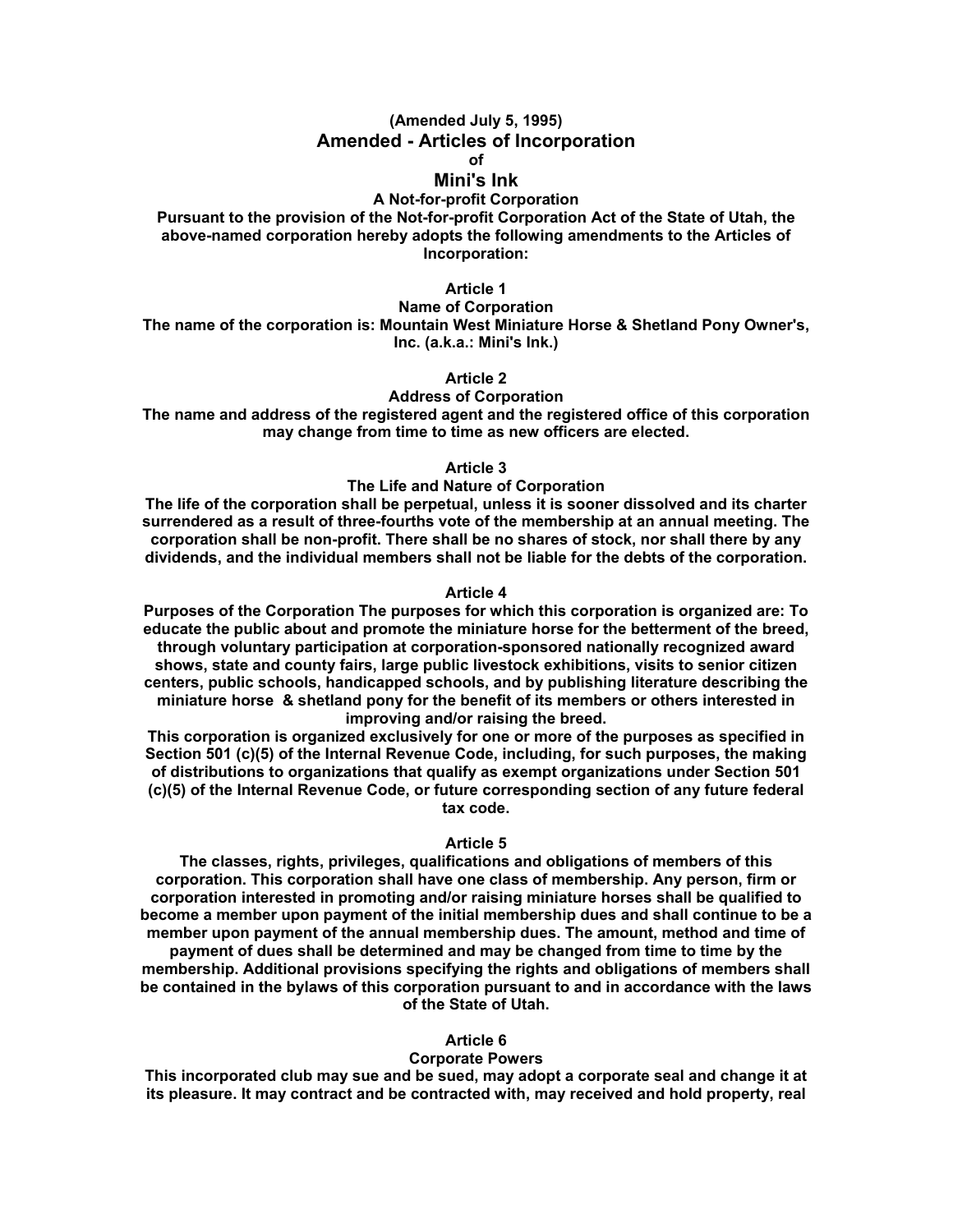**(Amended July 5, 1995)**

# Amended - Articles of Incorporation

**of**

## Mini's Ink

**A Not-for-profit Corporation**

**Pursuant to the provision of the Not-for-profit Corporation Act of the State of Utah, the above-named corporation hereby adopts the following amendments to the Articles of Incorporation:**

### Article 1

**Name of Corporation**

**The name of the corporation is: Mountain West Miniature Horse & Shetland Pony Owner's, Inc. (a.k.a.: Mini's Ink.)**

### Article 2

**Address of Corporation**

**The name and address of the registered agent and the registered office of this corporation may change from time to time as new officers are elected.**

### Article 3

**The Life and Nature of Corporation**

**The life of the corporation shall be perpetual, unless it is sooner dissolved and its charter surrendered as a result of three-fourths vote of the membership at an annual meeting. The corporation shall be non-profit. There shall be no shares of stock, nor shall there by any dividends, and the individual members shall not be liable for the debts of the corporation.**

### Article 4

**Purposes of the Corporation The purposes for which this corporation is organized are: To educate the public about and promote the miniature horse for the betterment of the breed, through voluntary participation at corporation-sponsored nationally recognized award shows, state and county fairs, large public livestock exhibitions, visits to senior citizen centers, public schools, handicapped schools, and by publishing literature describing the miniature horse & shetland pony for the benefit of its members or others interested in improving and/or raising the breed.**

**This corporation is organized exclusively for one or more of the purposes as specified in Section 501 (c)(5) of the Internal Revenue Code, including, for such purposes, the making of distributions to organizations that qualify as exempt organizations under Section 501 (c)(5) of the Internal Revenue Code, or future corresponding section of any future federal tax code.**

### Article 5

**The classes, rights, privileges, qualifications and obligations of members of this corporation. This corporation shall have one class of membership. Any person, firm or corporation interested in promoting and/or raising miniature horses shall be qualified to become a member upon payment of the initial membership dues and shall continue to be a member upon payment of the annual membership dues. The amount, method and time of payment of dues shall be determined and may be changed from time to time by the membership. Additional provisions specifying the rights and obligations of members shall be contained in the bylaws of this corporation pursuant to and in accordance with the laws of the State of Utah.**

### Article 6

**Corporate Powers**

**This incorporated club may sue and be sued, may adopt a corporate seal and change it at its pleasure. It may contract and be contracted with, may received and hold property, real**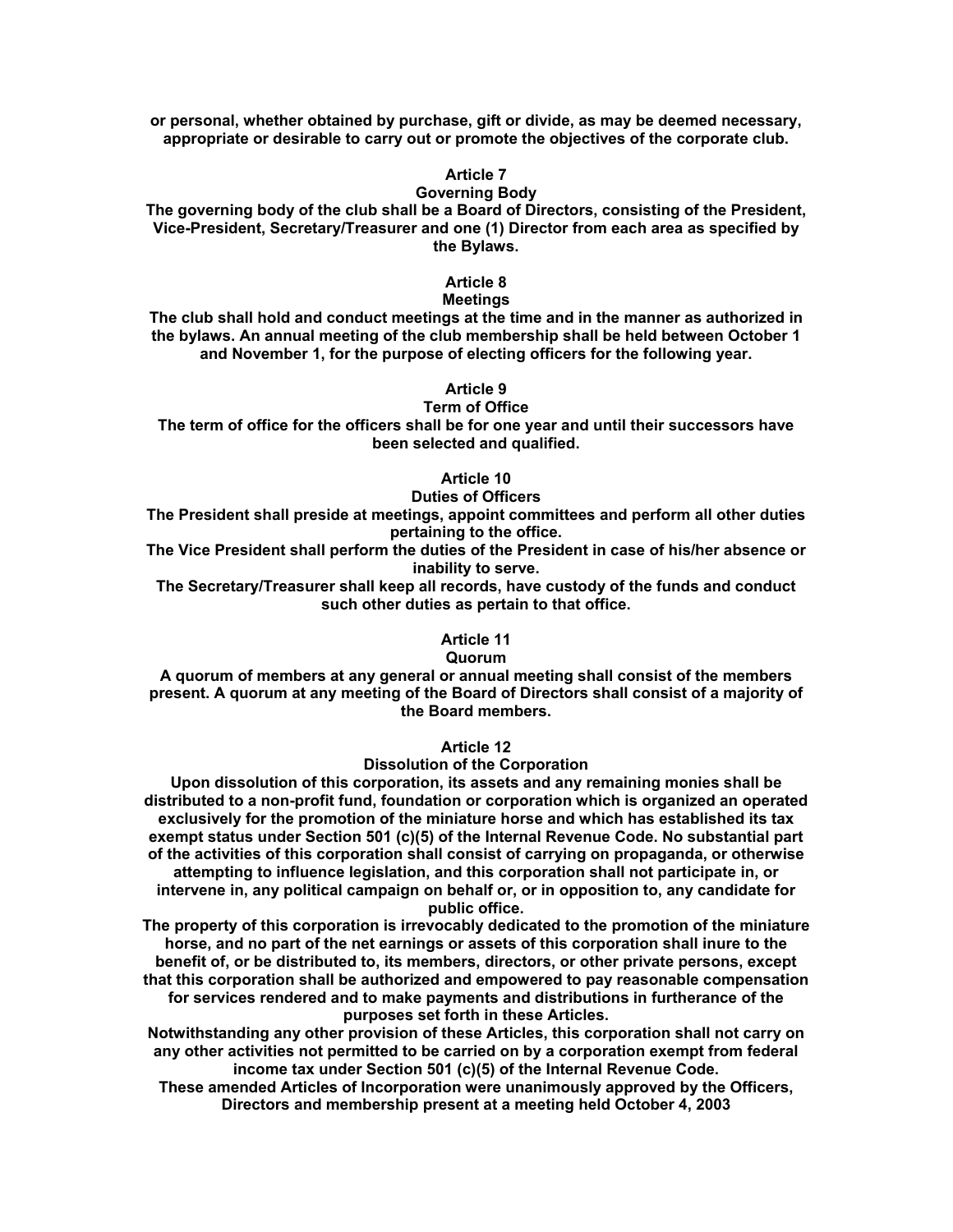**or personal, whether obtained by purchase, gift or divide, as may be deemed necessary, appropriate or desirable to carry out or promote the objectives of the corporate club.**

## Article 7
### Governing Body

**The governing body of the club shall be a Board of Directors, consisting of the President, Vice-President, Secretary/Treasurer and one (1) Director from each area as specified by the Bylaws.**

## Article 8
### Meetings

**The club shall hold and conduct meetings at the time and in the manner as authorized in the bylaws. An annual meeting of the club membership shall be held between October 1 and November 1, for the purpose of electing officers for the following year.**

## Article 9
### Term of Office

**The term of office for the officers shall be for one year and until their successors have been selected and qualified.**

## Article 10
### Duties of Officers

**The President shall preside at meetings, appoint committees and perform all other duties pertaining to the office.**

**The Vice President shall perform the duties of the President in case of his/her absence or inability to serve.**

**The Secretary/Treasurer shall keep all records, have custody of the funds and conduct such other duties as pertain to that office.**

## Article 11
### Quorum

**A quorum of members at any general or annual meeting shall consist of the members present. A quorum at any meeting of the Board of Directors shall consist of a majority of the Board members.**

## Article 12
### Dissolution of the Corporation

**Upon dissolution of this corporation, its assets and any remaining monies shall be distributed to a non-profit fund, foundation or corporation which is organized an operated exclusively for the promotion of the miniature horse and which has established its tax exempt status under Section 501 (c)(5) of the Internal Revenue Code. No substantial part of the activities of this corporation shall consist of carrying on propaganda, or otherwise attempting to influence legislation, and this corporation shall not participate in, or intervene in, any political campaign on behalf or, or in opposition to, any candidate for public office.**

**The property of this corporation is irrevocably dedicated to the promotion of the miniature horse, and no part of the net earnings or assets of this corporation shall inure to the benefit of, or be distributed to, its members, directors, or other private persons, except that this corporation shall be authorized and empowered to pay reasonable compensation for services rendered and to make payments and distributions in furtherance of the purposes set forth in these Articles.**

**Notwithstanding any other provision of these Articles, this corporation shall not carry on any other activities not permitted to be carried on by a corporation exempt from federal income tax under Section 501 (c)(5) of the Internal Revenue Code.**

**These amended Articles of Incorporation were unanimously approved by the Officers, Directors and membership present at a meeting held October 4, 2003**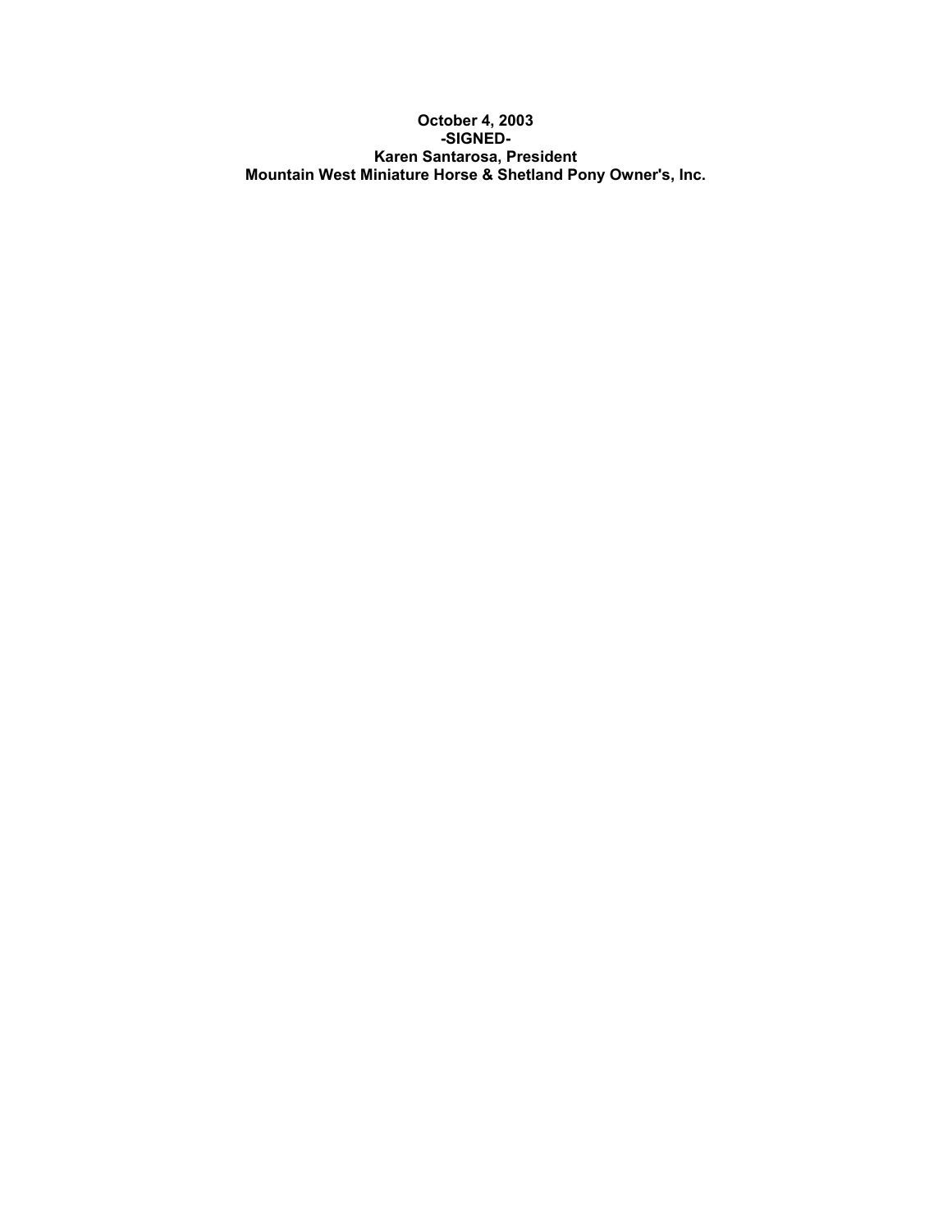**October 4, 2003**
**-SIGNED-**
**Karen Santarosa, President**
**Mountain West Miniature Horse & Shetland Pony Owner's, Inc.**